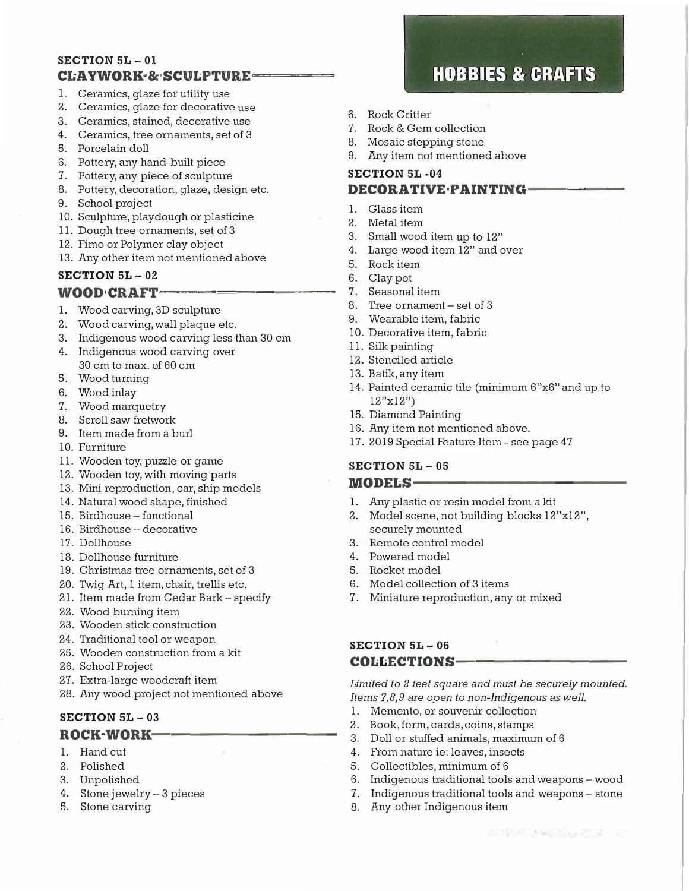# HOBBIES & CRAFTS

### SECTION 5L – 01
## CLAYWORK & SCULPTURE

1. Ceramics, glaze for utility use
2. Ceramics, glaze for decorative use
3. Ceramics, stained, decorative use
4. Ceramics, tree ornaments, set of 3
5. Porcelain doll
6. Pottery, any hand-built piece
7. Pottery, any piece of sculpture
8. Pottery, decoration, glaze, design etc.
9. School project
10. Sculpture, playdough or plasticine
11. Dough tree ornaments, set of 3
12. Fimo or Polymer clay object
13. Any other item not mentioned above

### SECTION 5L – 02
## WOOD CRAFT

1. Wood carving, 3D sculpture
2. Wood carving, wall plaque etc.
3. Indigenous wood carving less than 30 cm
4. Indigenous wood carving over 30 cm to max. of 60 cm
5. Wood turning
6. Wood inlay
7. Wood marquetry
8. Scroll saw fretwork
9. Item made from a burl
10. Furniture
11. Wooden toy, puzzle or game
12. Wooden toy, with moving parts
13. Mini reproduction, car, ship models
14. Natural wood shape, finished
15. Birdhouse – functional
16. Birdhouse – decorative
17. Dollhouse
18. Dollhouse furniture
19. Christmas tree ornaments, set of 3
20. Twig Art, 1 item, chair, trellis etc.
21. Item made from Cedar Bark – specify
22. Wood burning item
23. Wooden stick construction
24. Traditional tool or weapon
25. Wooden construction from a kit
26. School Project
27. Extra-large woodcraft item
28. Any wood project not mentioned above

### SECTION 5L – 03
## ROCK-WORK

1. Hand cut
2. Polished
3. Unpolished
4. Stone jewelry – 3 pieces
5. Stone carving
6. Rock Critter
7. Rock & Gem collection
8. Mosaic stepping stone
9. Any item not mentioned above

### SECTION 5L -04
## DECORATIVE PAINTING

1. Glass item
2. Metal item
3. Small wood item up to 12"
4. Large wood item 12" and over
5. Rock item
6. Clay pot
7. Seasonal item
8. Tree ornament – set of 3
9. Wearable item, fabric
10. Decorative item, fabric
11. Silk painting
12. Stenciled article
13. Batik, any item
14. Painted ceramic tile (minimum 6"x6" and up to 12"x12")
15. Diamond Painting
16. Any item not mentioned above.
17. 2019 Special Feature Item - see page 47

### SECTION 5L – 05
## MODELS

1. Any plastic or resin model from a kit
2. Model scene, not building blocks 12"x12", securely mounted
3. Remote control model
4. Powered model
5. Rocket model
6. Model collection of 3 items
7. Miniature reproduction, any or mixed

### SECTION 5L – 06
## COLLECTIONS

*Limited to 2 feet square and must be securely mounted. Items 7,8,9 are open to non-Indigenous as well.*

1. Memento, or souvenir collection
2. Book, form, cards, coins, stamps
3. Doll or stuffed animals, maximum of 6
4. From nature ie: leaves, insects
5. Collectibles, minimum of 6
6. Indigenous traditional tools and weapons – wood
7. Indigenous traditional tools and weapons – stone
8. Any other Indigenous item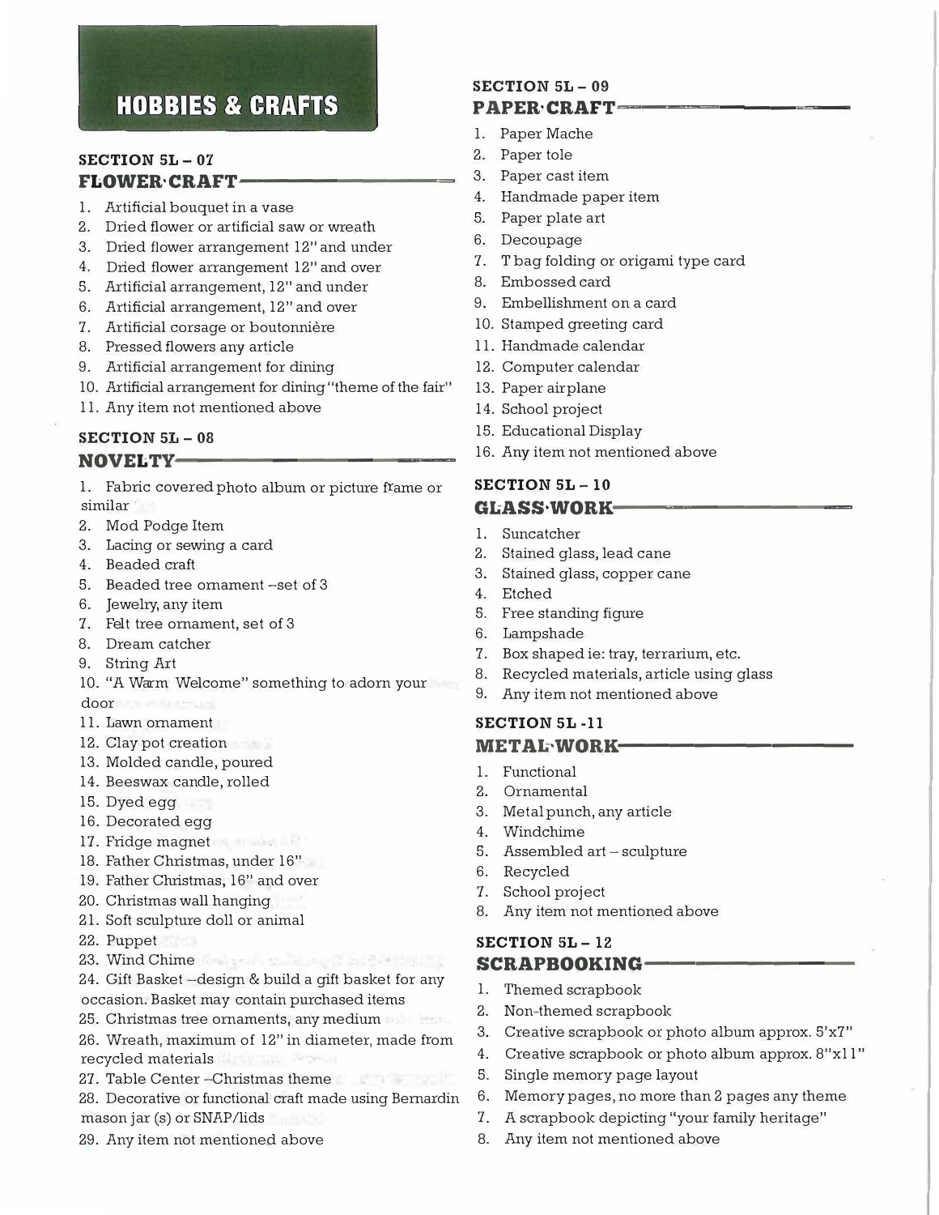# HOBBIES & CRAFTS

## SECTION 5L – 07
### FLOWER CRAFT

1. Artificial bouquet in a vase
2. Dried flower or artificial saw or wreath
3. Dried flower arrangement 12" and under
4. Dried flower arrangement 12" and over
5. Artificial arrangement, 12" and under
6. Artificial arrangement, 12" and over
7. Artificial corsage or boutonnière
8. Pressed flowers any article
9. Artificial arrangement for dining
10. Artificial arrangement for dining "theme of the fair"
11. Any item not mentioned above

## SECTION 5L – 08
### NOVELTY

1. Fabric covered photo album or picture frame or similar
2. Mod Podge Item
3. Lacing or sewing a card
4. Beaded craft
5. Beaded tree ornament –set of 3
6. Jewelry, any item
7. Felt tree ornament, set of 3
8. Dream catcher
9. String Art
10. "A Warm Welcome" something to adorn your door
11. Lawn ornament
12. Clay pot creation
13. Molded candle, poured
14. Beeswax candle, rolled
15. Dyed egg
16. Decorated egg
17. Fridge magnet
18. Father Christmas, under 16"
19. Father Christmas, 16" and over
20. Christmas wall hanging
21. Soft sculpture doll or animal
22. Puppet
23. Wind Chime
24. Gift Basket –design & build a gift basket for any occasion. Basket may contain purchased items
25. Christmas tree ornaments, any medium
26. Wreath, maximum of 12" in diameter, made from recycled materials
27. Table Center –Christmas theme
28. Decorative or functional craft made using Bernardin mason jar (s) or SNAP/lids
29. Any item not mentioned above

## SECTION 5L – 09
### PAPER CRAFT

1. Paper Mache
2. Paper tole
3. Paper cast item
4. Handmade paper item
5. Paper plate art
6. Decoupage
7. T bag folding or origami type card
8. Embossed card
9. Embellishment on a card
10. Stamped greeting card
11. Handmade calendar
12. Computer calendar
13. Paper airplane
14. School project
15. Educational Display
16. Any item not mentioned above

## SECTION 5L – 10
### GLASS WORK

1. Suncatcher
2. Stained glass, lead cane
3. Stained glass, copper cane
4. Etched
5. Free standing figure
6. Lampshade
7. Box shaped ie: tray, terrarium, etc.
8. Recycled materials, article using glass
9. Any item not mentioned above

## SECTION 5L -11
### METAL WORK

1. Functional
2. Ornamental
3. Metal punch, any article
4. Windchime
5. Assembled art – sculpture
6. Recycled
7. School project
8. Any item not mentioned above

## SECTION 5L – 12
### SCRAPBOOKING

1. Themed scrapbook
2. Non-themed scrapbook
3. Creative scrapbook or photo album approx. 5'x7"
4. Creative scrapbook or photo album approx. 8"x11"
5. Single memory page layout
6. Memory pages, no more than 2 pages any theme
7. A scrapbook depicting "your family heritage"
8. Any item not mentioned above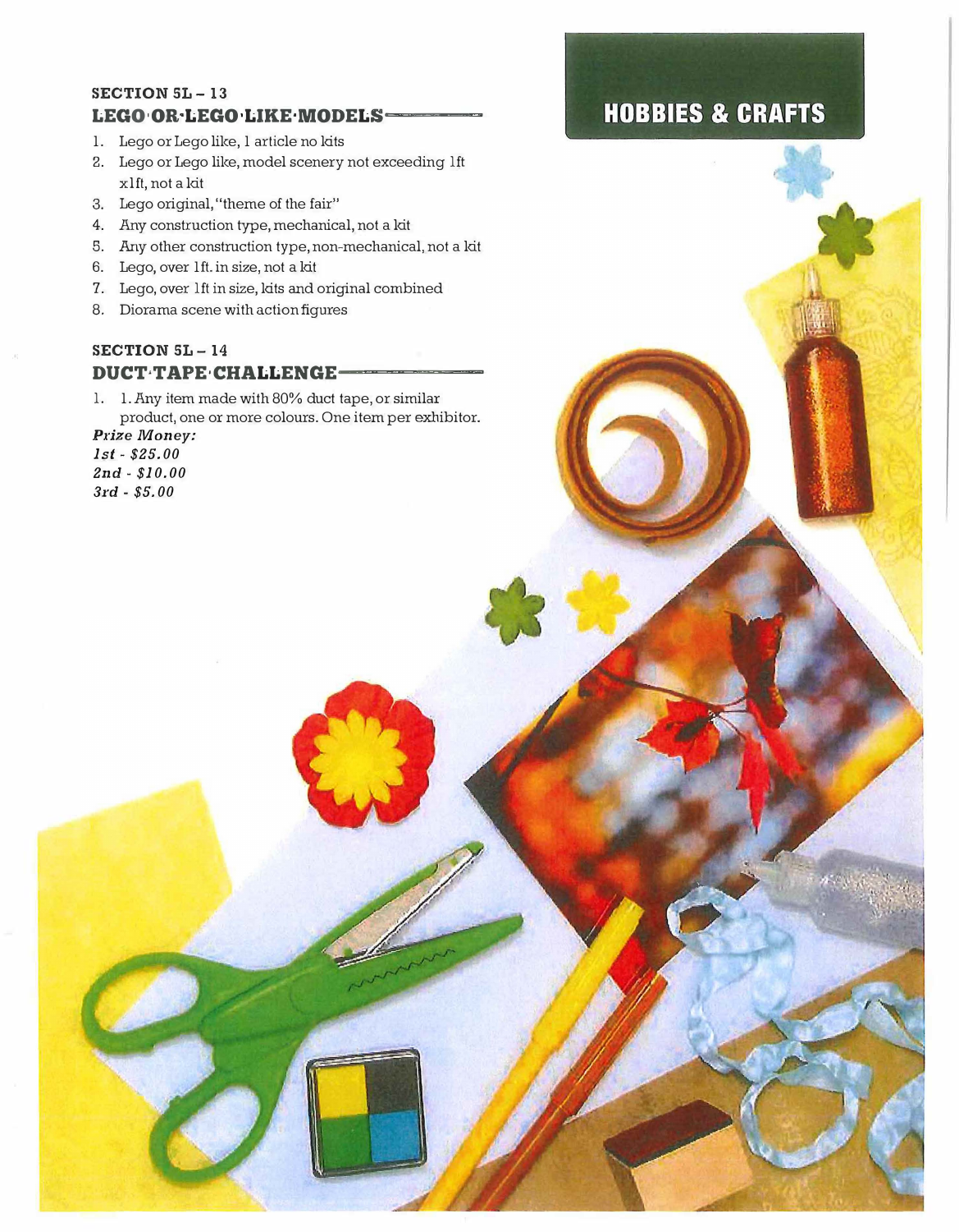# HOBBIES & CRAFTS

## SECTION 5L – 13
## LEGO OR LEGO LIKE MODELS

1. Lego or Lego like, 1 article no kits
2. Lego or Lego like, model scenery not exceeding 1ft x1ft, not a kit
3. Lego original, "theme of the fair"
4. Any construction type, mechanical, not a kit
5. Any other construction type, non-mechanical, not a kit
6. Lego, over 1ft. in size, not a kit
7. Lego, over 1ft in size, kits and original combined
8. Diorama scene with action figures

## SECTION 5L – 14
## DUCT TAPE CHALLENGE

1. 1. Any item made with 80% duct tape, or similar product, one or more colours. One item per exhibitor.

***Prize Money:***
***1st - $25.00***
***2nd - $10.00***
***3rd - $5.00***